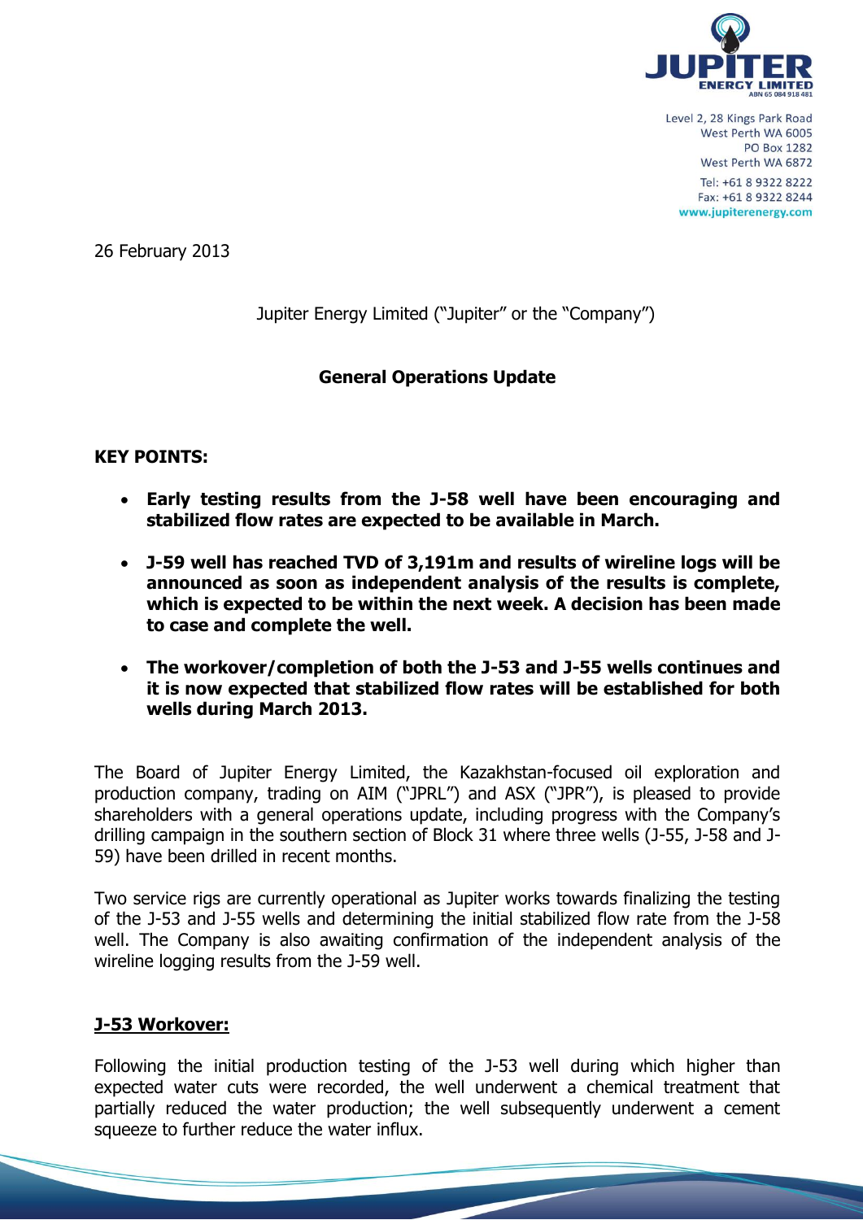Level 2, 28 Kings Park Road
West Perth WA 6005
PO Box 1282
West Perth WA 6872
Tel: +61 8 9322 8222
Fax: +61 8 9322 8244
www.jupiterenergy.com

26 February 2013

Jupiter Energy Limited ("Jupiter" or the "Company")

## General Operations Update

**KEY POINTS:**

- **Early testing results from the J-58 well have been encouraging and stabilized flow rates are expected to be available in March.**
- **J-59 well has reached TVD of 3,191m and results of wireline logs will be announced as soon as independent analysis of the results is complete, which is expected to be within the next week. A decision has been made to case and complete the well.**
- **The workover/completion of both the J-53 and J-55 wells continues and it is now expected that stabilized flow rates will be established for both wells during March 2013.**

The Board of Jupiter Energy Limited, the Kazakhstan-focused oil exploration and production company, trading on AIM ("JPRL") and ASX ("JPR"), is pleased to provide shareholders with a general operations update, including progress with the Company's drilling campaign in the southern section of Block 31 where three wells (J-55, J-58 and J-59) have been drilled in recent months.

Two service rigs are currently operational as Jupiter works towards finalizing the testing of the J-53 and J-55 wells and determining the initial stabilized flow rate from the J-58 well. The Company is also awaiting confirmation of the independent analysis of the wireline logging results from the J-59 well.

### J-53 Workover:

Following the initial production testing of the J-53 well during which higher than expected water cuts were recorded, the well underwent a chemical treatment that partially reduced the water production; the well subsequently underwent a cement squeeze to further reduce the water influx.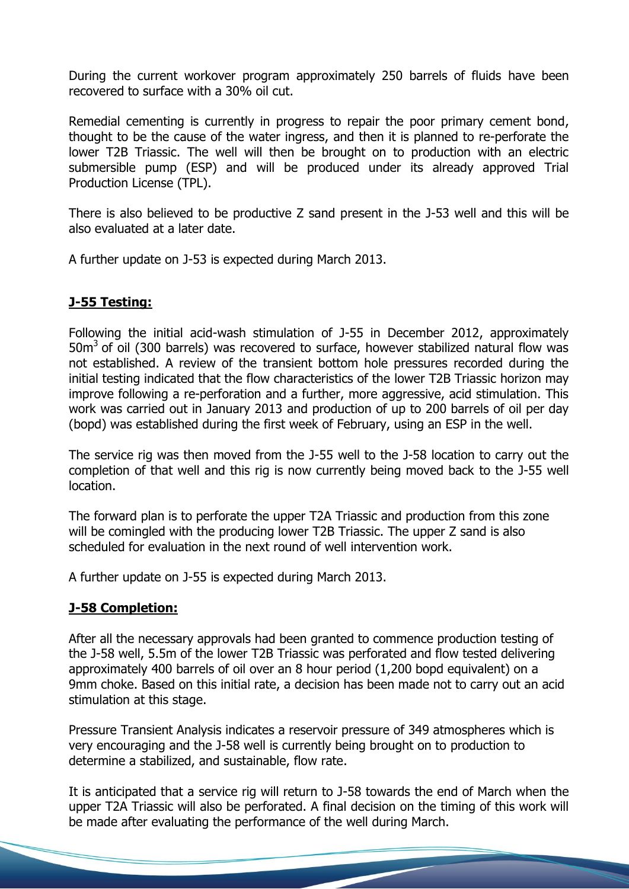During the current workover program approximately 250 barrels of fluids have been recovered to surface with a 30% oil cut.

Remedial cementing is currently in progress to repair the poor primary cement bond, thought to be the cause of the water ingress, and then it is planned to re-perforate the lower T2B Triassic. The well will then be brought on to production with an electric submersible pump (ESP) and will be produced under its already approved Trial Production License (TPL).

There is also believed to be productive Z sand present in the J-53 well and this will be also evaluated at a later date.

A further update on J-53 is expected during March 2013.

**J-55 Testing:**

Following the initial acid-wash stimulation of J-55 in December 2012, approximately 50m$^3$ of oil (300 barrels) was recovered to surface, however stabilized natural flow was not established. A review of the transient bottom hole pressures recorded during the initial testing indicated that the flow characteristics of the lower T2B Triassic horizon may improve following a re-perforation and a further, more aggressive, acid stimulation. This work was carried out in January 2013 and production of up to 200 barrels of oil per day (bopd) was established during the first week of February, using an ESP in the well.

The service rig was then moved from the J-55 well to the J-58 location to carry out the completion of that well and this rig is now currently being moved back to the J-55 well location.

The forward plan is to perforate the upper T2A Triassic and production from this zone will be comingled with the producing lower T2B Triassic. The upper Z sand is also scheduled for evaluation in the next round of well intervention work.

A further update on J-55 is expected during March 2013.

**J-58 Completion:**

After all the necessary approvals had been granted to commence production testing of the J-58 well, 5.5m of the lower T2B Triassic was perforated and flow tested delivering approximately 400 barrels of oil over an 8 hour period (1,200 bopd equivalent) on a 9mm choke. Based on this initial rate, a decision has been made not to carry out an acid stimulation at this stage.

Pressure Transient Analysis indicates a reservoir pressure of 349 atmospheres which is very encouraging and the J-58 well is currently being brought on to production to determine a stabilized, and sustainable, flow rate.

It is anticipated that a service rig will return to J-58 towards the end of March when the upper T2A Triassic will also be perforated. A final decision on the timing of this work will be made after evaluating the performance of the well during March.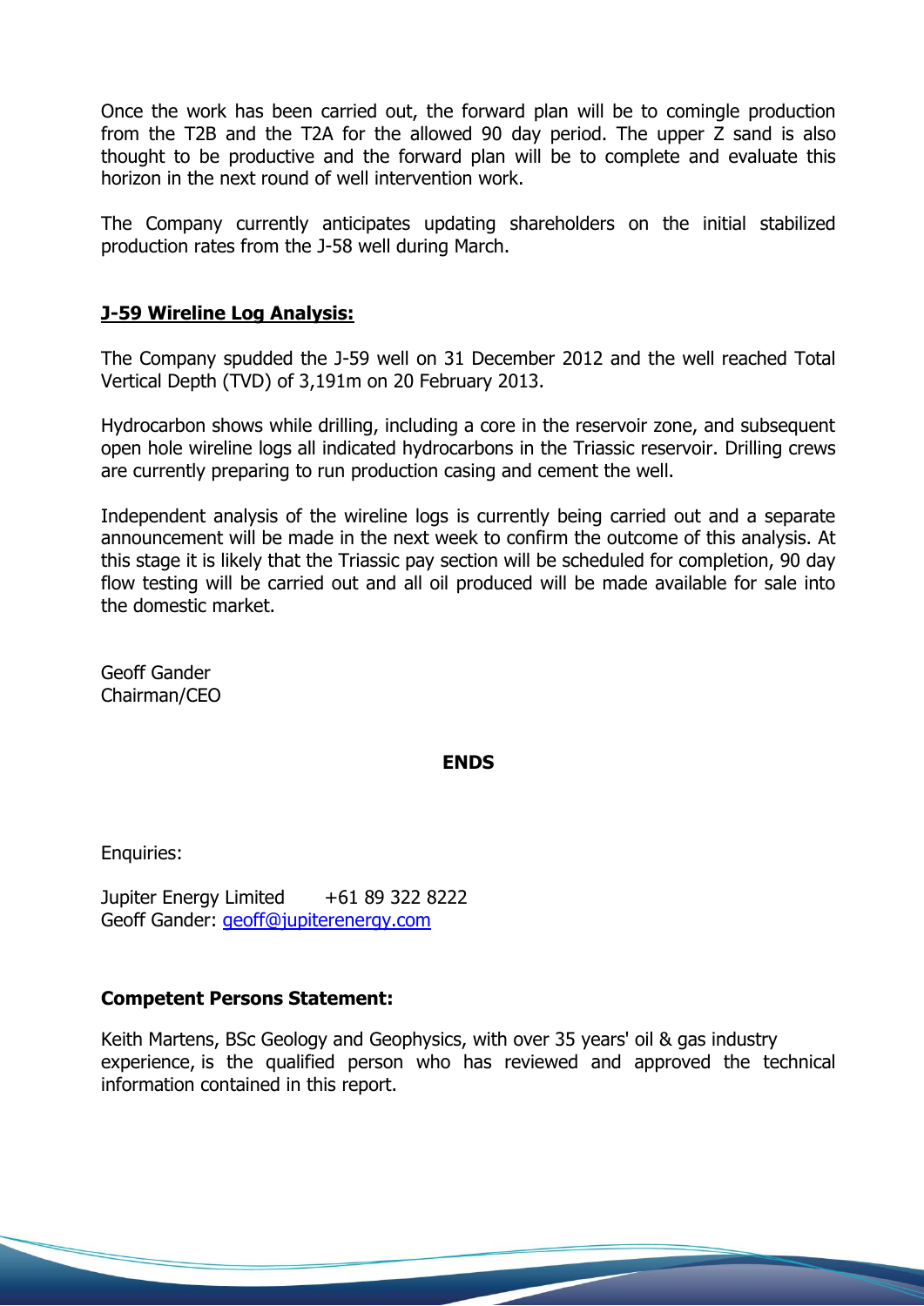Once the work has been carried out, the forward plan will be to comingle production from the T2B and the T2A for the allowed 90 day period. The upper Z sand is also thought to be productive and the forward plan will be to complete and evaluate this horizon in the next round of well intervention work.

The Company currently anticipates updating shareholders on the initial stabilized production rates from the J-58 well during March.

**J-59 Wireline Log Analysis:**

The Company spudded the J-59 well on 31 December 2012 and the well reached Total Vertical Depth (TVD) of 3,191m on 20 February 2013.

Hydrocarbon shows while drilling, including a core in the reservoir zone, and subsequent open hole wireline logs all indicated hydrocarbons in the Triassic reservoir. Drilling crews are currently preparing to run production casing and cement the well.

Independent analysis of the wireline logs is currently being carried out and a separate announcement will be made in the next week to confirm the outcome of this analysis. At this stage it is likely that the Triassic pay section will be scheduled for completion, 90 day flow testing will be carried out and all oil produced will be made available for sale into the domestic market.

Geoff Gander
Chairman/CEO

**ENDS**

Enquiries:

Jupiter Energy Limited +61 89 322 8222
Geoff Gander: geoff@jupiterenergy.com

**Competent Persons Statement:**

Keith Martens, BSc Geology and Geophysics, with over 35 years' oil & gas industry experience, is the qualified person who has reviewed and approved the technical information contained in this report.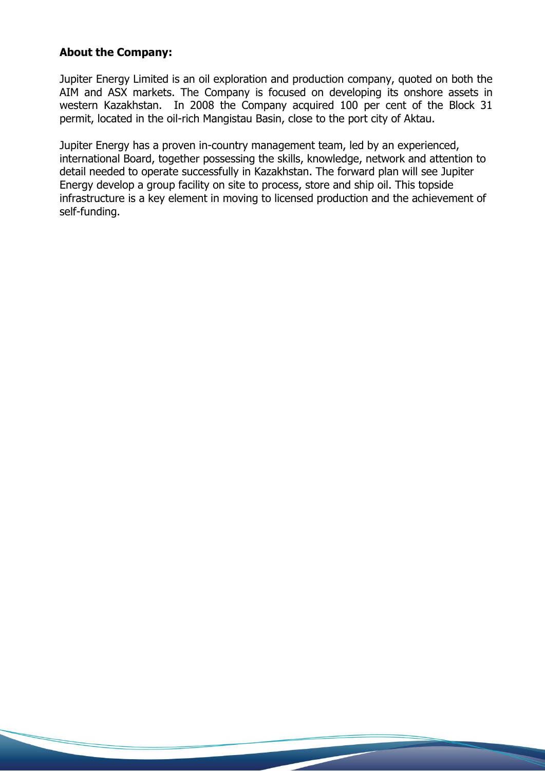**About the Company:**

Jupiter Energy Limited is an oil exploration and production company, quoted on both the AIM and ASX markets. The Company is focused on developing its onshore assets in western Kazakhstan. In 2008 the Company acquired 100 per cent of the Block 31 permit, located in the oil-rich Mangistau Basin, close to the port city of Aktau.

Jupiter Energy has a proven in-country management team, led by an experienced, international Board, together possessing the skills, knowledge, network and attention to detail needed to operate successfully in Kazakhstan. The forward plan will see Jupiter Energy develop a group facility on site to process, store and ship oil. This topside infrastructure is a key element in moving to licensed production and the achievement of self-funding.